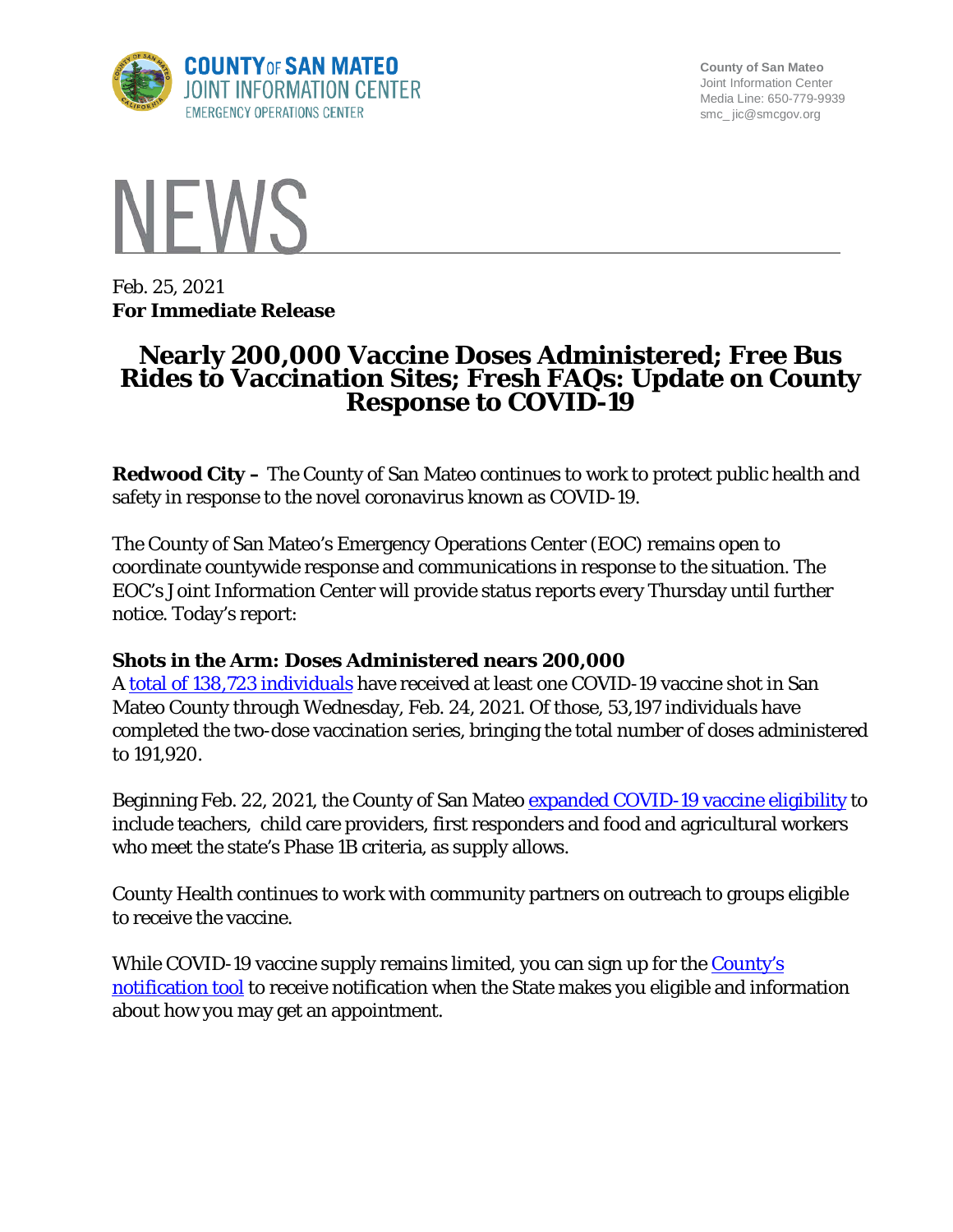County of San Mateo
Joint Information Center
Media Line: 650-779-9939
smc_ jic@smcgov.org

# NEWS

Feb. 25, 2021
**For Immediate Release**

# Nearly 200,000 Vaccine Doses Administered; Free Bus Rides to Vaccination Sites; Fresh FAQs: Update on County Response to COVID-19

**Redwood City –** The County of San Mateo continues to work to protect public health and safety in response to the novel coronavirus known as COVID-19.

The County of San Mateo's Emergency Operations Center (EOC) remains open to coordinate countywide response and communications in response to the situation. The EOC's Joint Information Center will provide status reports every Thursday until further notice. Today's report:

### Shots in the Arm: Doses Administered nears 200,000

A total of 138,723 individuals have received at least one COVID-19 vaccine shot in San Mateo County through Wednesday, Feb. 24, 2021. Of those, 53,197 individuals have completed the two-dose vaccination series, bringing the total number of doses administered to 191,920.

Beginning Feb. 22, 2021, the County of San Mateo expanded COVID-19 vaccine eligibility to include teachers, child care providers, first responders and food and agricultural workers who meet the state's Phase 1B criteria, as supply allows.

County Health continues to work with community partners on outreach to groups eligible to receive the vaccine.

While COVID-19 vaccine supply remains limited, you can sign up for the County's notification tool to receive notification when the State makes you eligible and information about how you may get an appointment.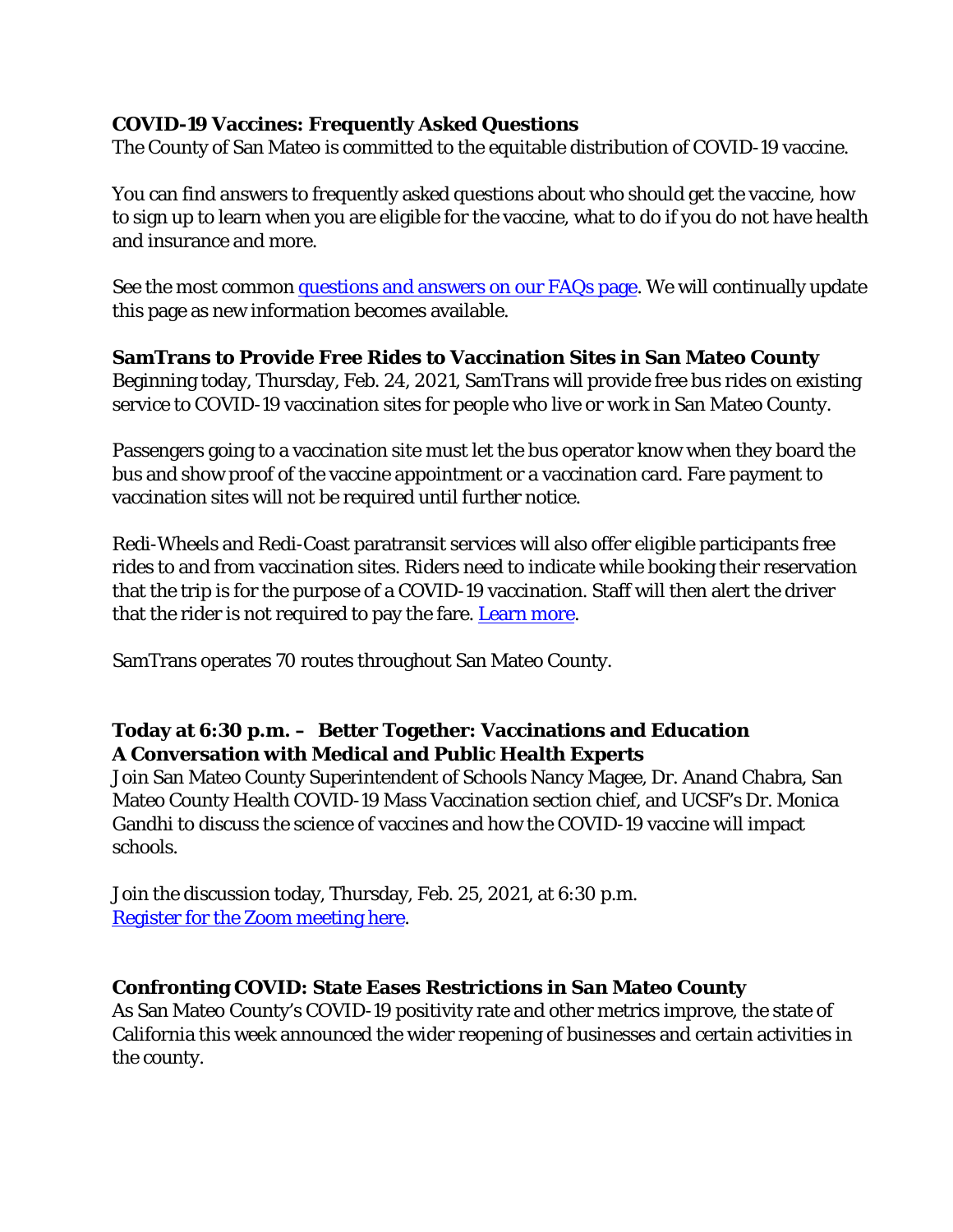**COVID-19 Vaccines: Frequently Asked Questions**

The County of San Mateo is committed to the equitable distribution of COVID-19 vaccine.

You can find answers to frequently asked questions about who should get the vaccine, how to sign up to learn when you are eligible for the vaccine, what to do if you do not have health and insurance and more.

See the most common [questions and answers on our FAQs page](). We will continually update this page as new information becomes available.

**SamTrans to Provide Free Rides to Vaccination Sites in San Mateo County**

Beginning today, Thursday, Feb. 24, 2021, SamTrans will provide free bus rides on existing service to COVID-19 vaccination sites for people who live or work in San Mateo County.

Passengers going to a vaccination site must let the bus operator know when they board the bus and show proof of the vaccine appointment or a vaccination card. Fare payment to vaccination sites will not be required until further notice.

Redi-Wheels and Redi-Coast paratransit services will also offer eligible participants free rides to and from vaccination sites. Riders need to indicate while booking their reservation that the trip is for the purpose of a COVID-19 vaccination. Staff will then alert the driver that the rider is not required to pay the fare. [Learn more]().

SamTrans operates 70 routes throughout San Mateo County.

**Today at 6:30 p.m. – Better Together: Vaccinations and Education**
**A Conversation with Medical and Public Health Experts**

Join San Mateo County Superintendent of Schools Nancy Magee, Dr. Anand Chabra, San Mateo County Health COVID-19 Mass Vaccination section chief, and UCSF's Dr. Monica Gandhi to discuss the science of vaccines and how the COVID-19 vaccine will impact schools.

Join the discussion today, Thursday, Feb. 25, 2021, at 6:30 p.m.
[Register for the Zoom meeting here]().

**Confronting COVID: State Eases Restrictions in San Mateo County**

As San Mateo County's COVID-19 positivity rate and other metrics improve, the state of California this week announced the wider reopening of businesses and certain activities in the county.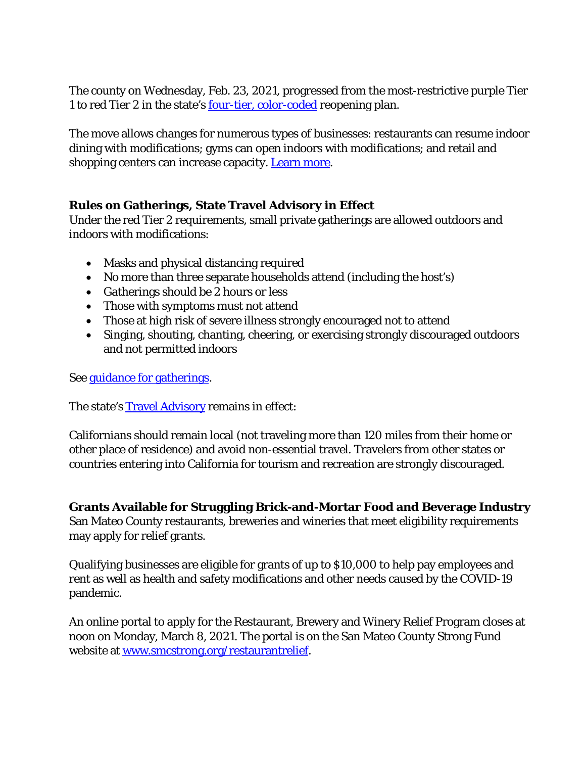The county on Wednesday, Feb. 23, 2021, progressed from the most-restrictive purple Tier 1 to red Tier 2 in the state's four-tier, color-coded reopening plan.

The move allows changes for numerous types of businesses: restaurants can resume indoor dining with modifications; gyms can open indoors with modifications; and retail and shopping centers can increase capacity. Learn more.

**Rules on Gatherings, State Travel Advisory in Effect**

Under the red Tier 2 requirements, small private gatherings are allowed outdoors and indoors with modifications:

- Masks and physical distancing required
- No more than three separate households attend (including the host's)
- Gatherings should be 2 hours or less
- Those with symptoms must not attend
- Those at high risk of severe illness strongly encouraged not to attend
- Singing, shouting, chanting, cheering, or exercising strongly discouraged outdoors and not permitted indoors

See guidance for gatherings.

The state's Travel Advisory remains in effect:

Californians should remain local (not traveling more than 120 miles from their home or other place of residence) and avoid non-essential travel. Travelers from other states or countries entering into California for tourism and recreation are strongly discouraged.

**Grants Available for Struggling Brick-and-Mortar Food and Beverage Industry**

San Mateo County restaurants, breweries and wineries that meet eligibility requirements may apply for relief grants.

Qualifying businesses are eligible for grants of up to $10,000 to help pay employees and rent as well as health and safety modifications and other needs caused by the COVID-19 pandemic.

An online portal to apply for the Restaurant, Brewery and Winery Relief Program closes at noon on Monday, March 8, 2021. The portal is on the San Mateo County Strong Fund website at www.smcstrong.org/restaurantrelief.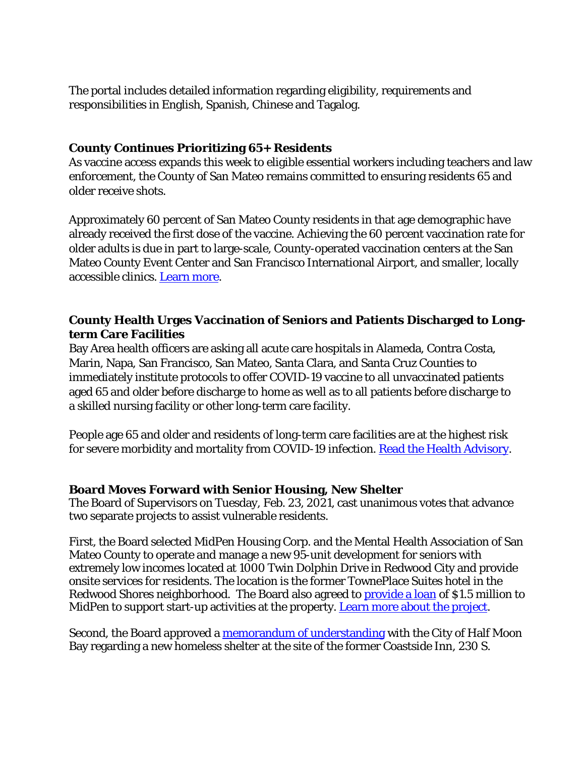The portal includes detailed information regarding eligibility, requirements and responsibilities in English, Spanish, Chinese and Tagalog.

**County Continues Prioritizing 65+ Residents**

As vaccine access expands this week to eligible essential workers including teachers and law enforcement, the County of San Mateo remains committed to ensuring residents 65 and older receive shots.

Approximately 60 percent of San Mateo County residents in that age demographic have already received the first dose of the vaccine. Achieving the 60 percent vaccination rate for older adults is due in part to large-scale, County-operated vaccination centers at the San Mateo County Event Center and San Francisco International Airport, and smaller, locally accessible clinics. Learn more.

**County Health Urges Vaccination of Seniors and Patients Discharged to Long-term Care Facilities**

Bay Area health officers are asking all acute care hospitals in Alameda, Contra Costa, Marin, Napa, San Francisco, San Mateo, Santa Clara, and Santa Cruz Counties to immediately institute protocols to offer COVID-19 vaccine to all unvaccinated patients aged 65 and older before discharge to home as well as to all patients before discharge to a skilled nursing facility or other long-term care facility.

People age 65 and older and residents of long-term care facilities are at the highest risk for severe morbidity and mortality from COVID-19 infection. Read the Health Advisory.

**Board Moves Forward with Senior Housing, New Shelter**

The Board of Supervisors on Tuesday, Feb. 23, 2021, cast unanimous votes that advance two separate projects to assist vulnerable residents.

First, the Board selected MidPen Housing Corp. and the Mental Health Association of San Mateo County to operate and manage a new 95-unit development for seniors with extremely low incomes located at 1000 Twin Dolphin Drive in Redwood City and provide onsite services for residents. The location is the former TownePlace Suites hotel in the Redwood Shores neighborhood. The Board also agreed to provide a loan of $1.5 million to MidPen to support start-up activities at the property. Learn more about the project.

Second, the Board approved a memorandum of understanding with the City of Half Moon Bay regarding a new homeless shelter at the site of the former Coastside Inn, 230 S.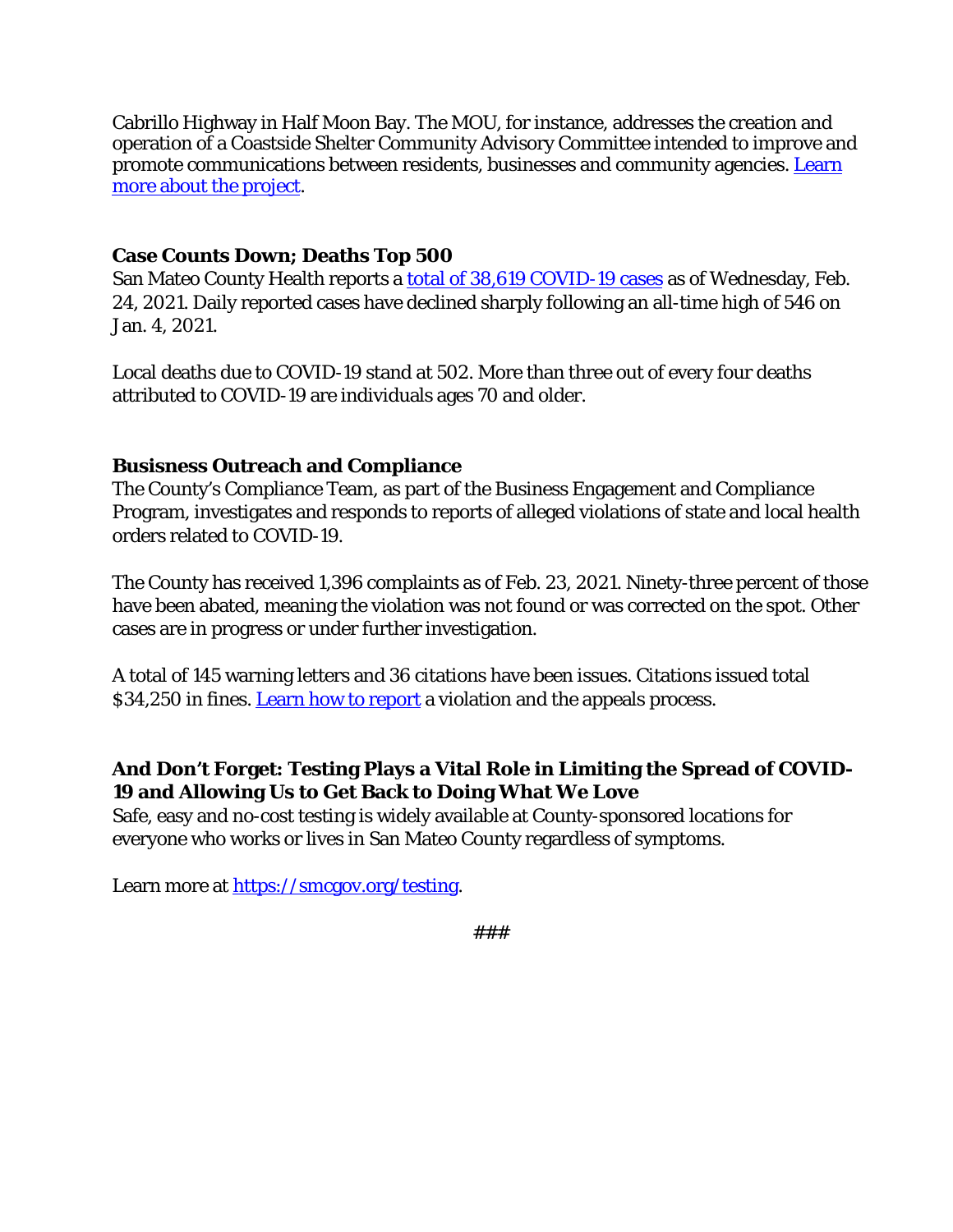Cabrillo Highway in Half Moon Bay. The MOU, for instance, addresses the creation and operation of a Coastside Shelter Community Advisory Committee intended to improve and promote communications between residents, businesses and community agencies. [Learn more about the project](#).

### Case Counts Down; Deaths Top 500

San Mateo County Health reports a [total of 38,619 COVID-19 cases](#) as of Wednesday, Feb. 24, 2021. Daily reported cases have declined sharply following an all-time high of 546 on Jan. 4, 2021.

Local deaths due to COVID-19 stand at 502. More than three out of every four deaths attributed to COVID-19 are individuals ages 70 and older.

### Busisness Outreach and Compliance

The County's Compliance Team, as part of the Business Engagement and Compliance Program, investigates and responds to reports of alleged violations of state and local health orders related to COVID-19.

The County has received 1,396 complaints as of Feb. 23, 2021. Ninety-three percent of those have been abated, meaning the violation was not found or was corrected on the spot. Other cases are in progress or under further investigation.

A total of 145 warning letters and 36 citations have been issues. Citations issued total $34,250 in fines. [Learn how to report](#) a violation and the appeals process.

### And Don't Forget: Testing Plays a Vital Role in Limiting the Spread of COVID-19 and Allowing Us to Get Back to Doing What We Love

Safe, easy and no-cost testing is widely available at County-sponsored locations for everyone who works or lives in San Mateo County regardless of symptoms.

Learn more at [https://smcgov.org/testing](https://smcgov.org/testing).

###